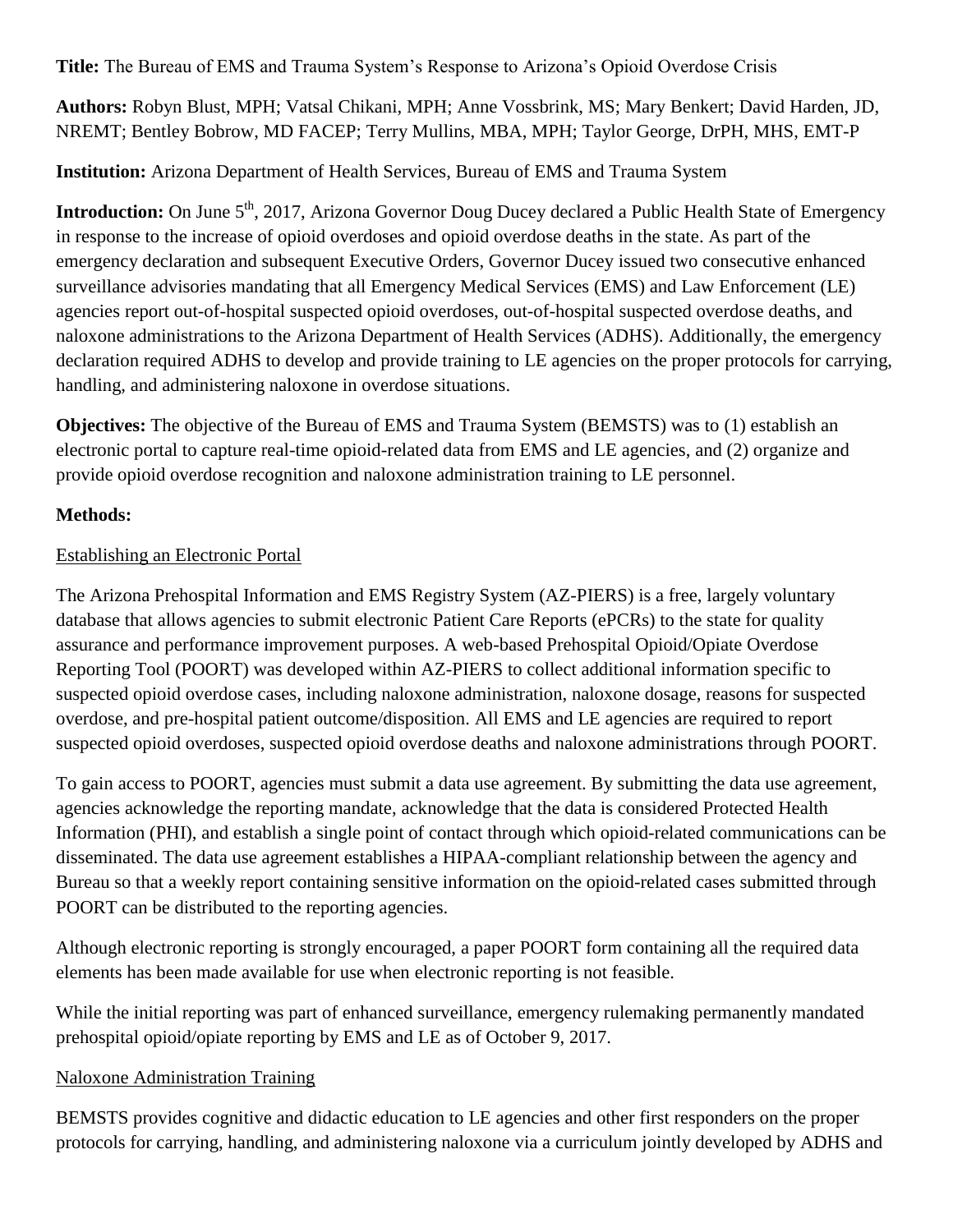**Title:** The Bureau of EMS and Trauma System's Response to Arizona's Opioid Overdose Crisis

**Authors:** Robyn Blust, MPH; Vatsal Chikani, MPH; Anne Vossbrink, MS; Mary Benkert; David Harden, JD, NREMT; Bentley Bobrow, MD FACEP; Terry Mullins, MBA, MPH; Taylor George, DrPH, MHS, EMT-P

**Institution:** Arizona Department of Health Services, Bureau of EMS and Trauma System

**Introduction:** On June 5th, 2017, Arizona Governor Doug Ducey declared a Public Health State of Emergency in response to the increase of opioid overdoses and opioid overdose deaths in the state. As part of the emergency declaration and subsequent Executive Orders, Governor Ducey issued two consecutive enhanced surveillance advisories mandating that all Emergency Medical Services (EMS) and Law Enforcement (LE) agencies report out-of-hospital suspected opioid overdoses, out-of-hospital suspected overdose deaths, and naloxone administrations to the Arizona Department of Health Services (ADHS). Additionally, the emergency declaration required ADHS to develop and provide training to LE agencies on the proper protocols for carrying, handling, and administering naloxone in overdose situations.

**Objectives:** The objective of the Bureau of EMS and Trauma System (BEMSTS) was to (1) establish an electronic portal to capture real-time opioid-related data from EMS and LE agencies, and (2) organize and provide opioid overdose recognition and naloxone administration training to LE personnel.

**Methods:**

Establishing an Electronic Portal

The Arizona Prehospital Information and EMS Registry System (AZ-PIERS) is a free, largely voluntary database that allows agencies to submit electronic Patient Care Reports (ePCRs) to the state for quality assurance and performance improvement purposes. A web-based Prehospital Opioid/Opiate Overdose Reporting Tool (POORT) was developed within AZ-PIERS to collect additional information specific to suspected opioid overdose cases, including naloxone administration, naloxone dosage, reasons for suspected overdose, and pre-hospital patient outcome/disposition. All EMS and LE agencies are required to report suspected opioid overdoses, suspected opioid overdose deaths and naloxone administrations through POORT.

To gain access to POORT, agencies must submit a data use agreement. By submitting the data use agreement, agencies acknowledge the reporting mandate, acknowledge that the data is considered Protected Health Information (PHI), and establish a single point of contact through which opioid-related communications can be disseminated. The data use agreement establishes a HIPAA-compliant relationship between the agency and Bureau so that a weekly report containing sensitive information on the opioid-related cases submitted through POORT can be distributed to the reporting agencies.

Although electronic reporting is strongly encouraged, a paper POORT form containing all the required data elements has been made available for use when electronic reporting is not feasible.

While the initial reporting was part of enhanced surveillance, emergency rulemaking permanently mandated prehospital opioid/opiate reporting by EMS and LE as of October 9, 2017.

Naloxone Administration Training

BEMSTS provides cognitive and didactic education to LE agencies and other first responders on the proper protocols for carrying, handling, and administering naloxone via a curriculum jointly developed by ADHS and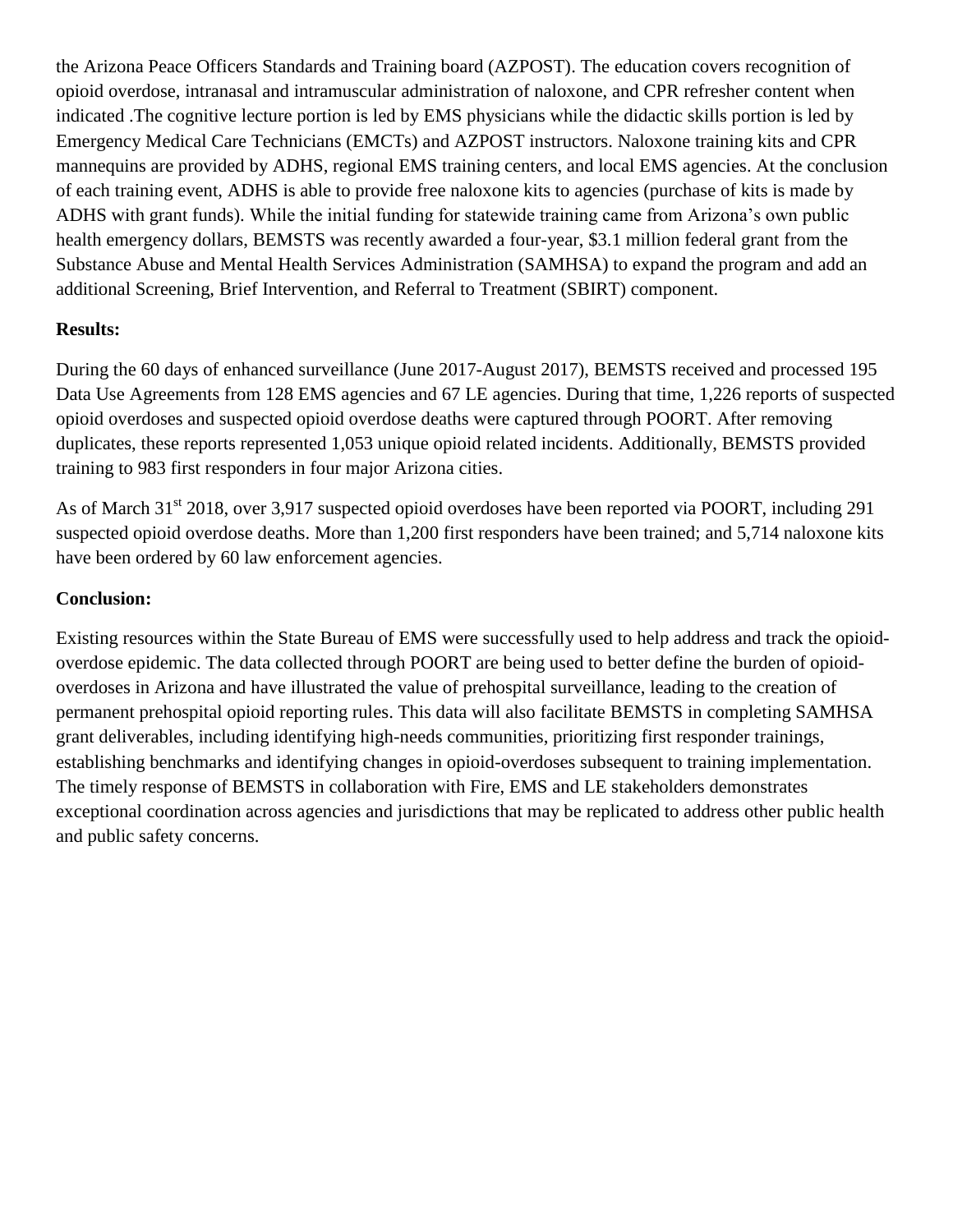the Arizona Peace Officers Standards and Training board (AZPOST). The education covers recognition of opioid overdose, intranasal and intramuscular administration of naloxone, and CPR refresher content when indicated .The cognitive lecture portion is led by EMS physicians while the didactic skills portion is led by Emergency Medical Care Technicians (EMCTs) and AZPOST instructors. Naloxone training kits and CPR mannequins are provided by ADHS, regional EMS training centers, and local EMS agencies. At the conclusion of each training event, ADHS is able to provide free naloxone kits to agencies (purchase of kits is made by ADHS with grant funds). While the initial funding for statewide training came from Arizona's own public health emergency dollars, BEMSTS was recently awarded a four-year, $3.1 million federal grant from the Substance Abuse and Mental Health Services Administration (SAMHSA) to expand the program and add an additional Screening, Brief Intervention, and Referral to Treatment (SBIRT) component.

**Results:**

During the 60 days of enhanced surveillance (June 2017-August 2017), BEMSTS received and processed 195 Data Use Agreements from 128 EMS agencies and 67 LE agencies. During that time, 1,226 reports of suspected opioid overdoses and suspected opioid overdose deaths were captured through POORT. After removing duplicates, these reports represented 1,053 unique opioid related incidents. Additionally, BEMSTS provided training to 983 first responders in four major Arizona cities.

As of March 31st 2018, over 3,917 suspected opioid overdoses have been reported via POORT, including 291 suspected opioid overdose deaths. More than 1,200 first responders have been trained; and 5,714 naloxone kits have been ordered by 60 law enforcement agencies.

**Conclusion:**

Existing resources within the State Bureau of EMS were successfully used to help address and track the opioid-overdose epidemic. The data collected through POORT are being used to better define the burden of opioid-overdoses in Arizona and have illustrated the value of prehospital surveillance, leading to the creation of permanent prehospital opioid reporting rules. This data will also facilitate BEMSTS in completing SAMHSA grant deliverables, including identifying high-needs communities, prioritizing first responder trainings, establishing benchmarks and identifying changes in opioid-overdoses subsequent to training implementation. The timely response of BEMSTS in collaboration with Fire, EMS and LE stakeholders demonstrates exceptional coordination across agencies and jurisdictions that may be replicated to address other public health and public safety concerns.